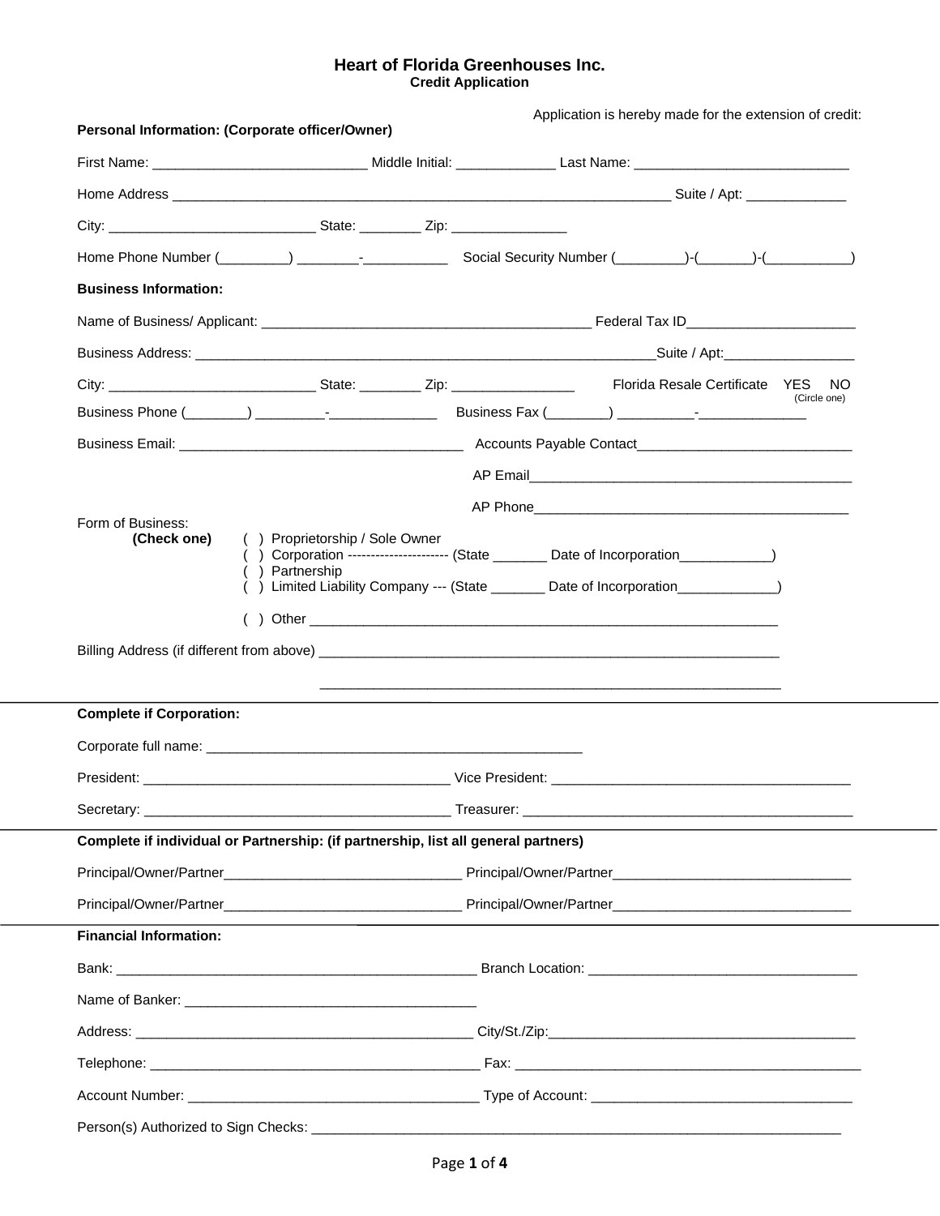# Heart of Florida Greenhouses Inc.
## Credit Application

Application is hereby made for the extension of credit:

**Personal Information: (Corporate officer/Owner)**

First Name: ___________________________ Middle Initial: _____________ Last Name: ____________________________

Home Address ______________________________________________________________________ Suite / Apt: _____________

City: ___________________________ State: ________ Zip: _______________

Home Phone Number (_________) ________-___________ Social Security Number (_________)-(_______)-(___________)

**Business Information:**

Name of Business/ Applicant: ___________________________________________ Federal Tax ID______________________

Business Address: ______________________________________________________________Suite / Apt:_________________

City: ___________________________ State: ________ Zip: ________________ Florida Resale Certificate YES NO (Circle one)

Business Phone (________) _________-______________ Business Fax (________) __________-______________

Business Email: _____________________________________ Accounts Payable Contact____________________________

AP Email__________________________________________

AP Phone_________________________________________

Form of Business:
**(Check one)**

- ( ) Proprietorship / Sole Owner
- ( ) Corporation ---------------------- (State _______ Date of Incorporation____________)
- ( ) Partnership
- ( ) Limited Liability Company --- (State _______ Date of Incorporation_____________)
- ( ) Other ______________________________________________________________

Billing Address (if different from above) ______________________________________________________________

______________________________________________________________

**Complete if Corporation:**

Corporate full name: __________________________________________________

President: ________________________________________ Vice President: ________________________________________

Secretary: ________________________________________ Treasurer: ____________________________________________

**Complete if individual or Partnership: (if partnership, list all general partners)**

Principal/Owner/Partner_______________________________ Principal/Owner/Partner________________________________

Principal/Owner/Partner_______________________________ Principal/Owner/Partner________________________________

**Financial Information:**

Bank: _________________________________________________ Branch Location: ___________________________________

Name of Banker: ______________________________________

Address: ____________________________________________ City/St./Zip:_________________________________________

Telephone: ___________________________________________ Fax: _______________________________________________

Account Number: ______________________________________ Type of Account: __________________________________

Person(s) Authorized to Sign Checks: ____________________________________________________________________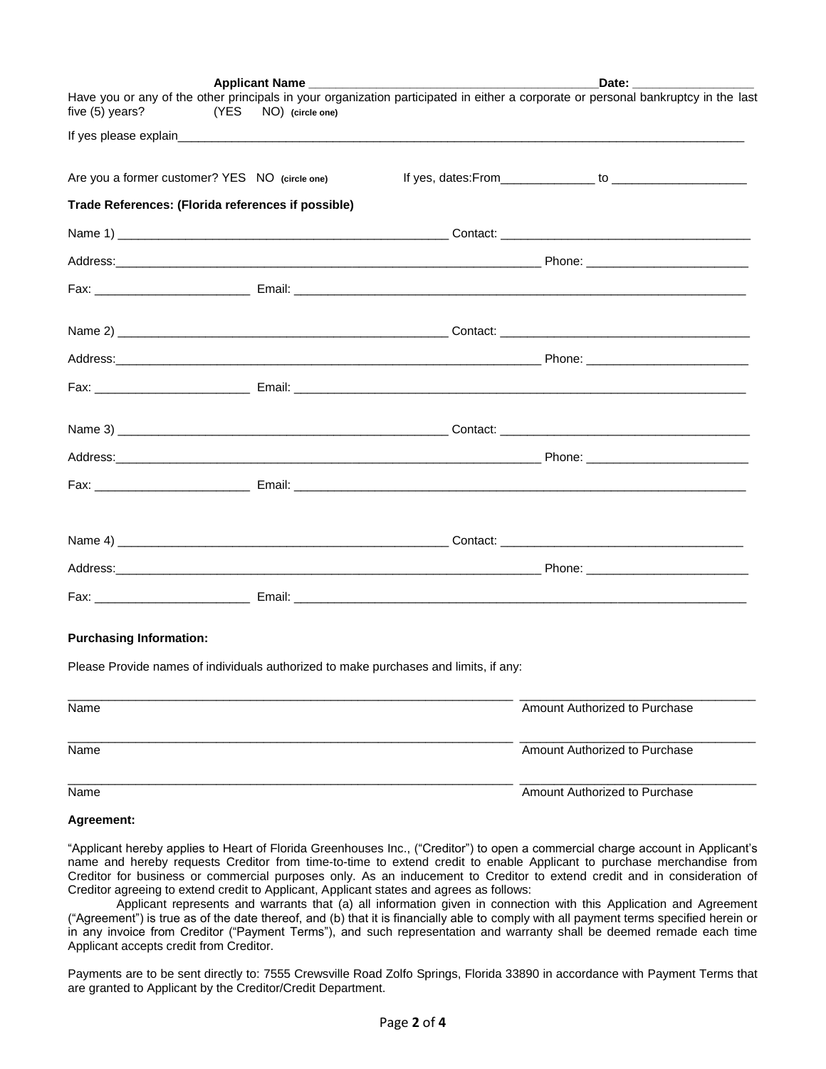**Applicant Name** ____________________________________________ **Date:** __________________

Have you or any of the other principals in your organization participated in either a corporate or personal bankruptcy in the last five (5) years? (YES NO) **(circle one)**

If yes please explain______________________________________________________________________________________

Are you a former customer? YES NO **(circle one)** If yes, dates:From______________ to ____________________

**Trade References: (Florida references if possible)**

Name 1) __________________________________________________ Contact: ____________________________________

Address:_____________________________________________________________________ Phone: ________________________

Fax: _______________________ Email: ______________________________________________________________________

Name 2) __________________________________________________ Contact: ____________________________________

Address:_____________________________________________________________________ Phone: ________________________

Fax: _______________________ Email: ______________________________________________________________________

Name 3) __________________________________________________ Contact: ____________________________________

Address:_____________________________________________________________________ Phone: ________________________

Fax: _______________________ Email: ______________________________________________________________________

Name 4) __________________________________________________ Contact: ____________________________________

Address:_____________________________________________________________________ Phone: ________________________

Fax: _______________________ Email: ______________________________________________________________________

**Purchasing Information:**

Please Provide names of individuals authorized to make purchases and limits, if any:

____________________________________________________________________ __________________________________
Name Amount Authorized to Purchase

____________________________________________________________________ __________________________________
Name Amount Authorized to Purchase

____________________________________________________________________ __________________________________
Name Amount Authorized to Purchase

**Agreement:**

"Applicant hereby applies to Heart of Florida Greenhouses Inc., ("Creditor") to open a commercial charge account in Applicant's name and hereby requests Creditor from time-to-time to extend credit to enable Applicant to purchase merchandise from Creditor for business or commercial purposes only. As an inducement to Creditor to extend credit and in consideration of Creditor agreeing to extend credit to Applicant, Applicant states and agrees as follows:

Applicant represents and warrants that (a) all information given in connection with this Application and Agreement ("Agreement") is true as of the date thereof, and (b) that it is financially able to comply with all payment terms specified herein or in any invoice from Creditor ("Payment Terms"), and such representation and warranty shall be deemed remade each time Applicant accepts credit from Creditor.

Payments are to be sent directly to: 7555 Crewsville Road Zolfo Springs, Florida 33890 in accordance with Payment Terms that are granted to Applicant by the Creditor/Credit Department.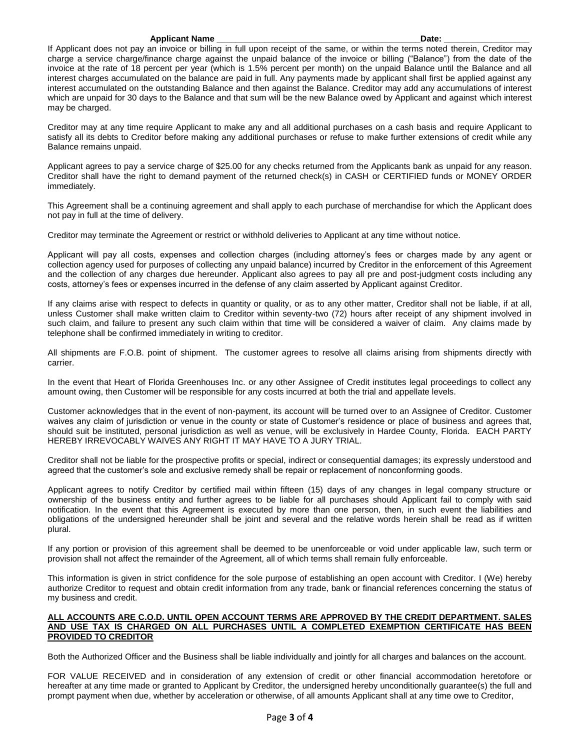**Applicant Name \_\_\_\_\_\_\_\_\_\_\_\_\_\_\_\_\_\_\_\_\_\_\_\_\_\_\_\_\_\_\_\_\_\_\_\_\_\_\_\_\_\_\_\_Date: \_\_\_\_\_\_\_\_\_\_\_\_\_\_\_\_\_\_**

If Applicant does not pay an invoice or billing in full upon receipt of the same, or within the terms noted therein, Creditor may charge a service charge/finance charge against the unpaid balance of the invoice or billing ("Balance") from the date of the invoice at the rate of 18 percent per year (which is 1.5% percent per month) on the unpaid Balance until the Balance and all interest charges accumulated on the balance are paid in full. Any payments made by applicant shall first be applied against any interest accumulated on the outstanding Balance and then against the Balance. Creditor may add any accumulations of interest which are unpaid for 30 days to the Balance and that sum will be the new Balance owed by Applicant and against which interest may be charged.

Creditor may at any time require Applicant to make any and all additional purchases on a cash basis and require Applicant to satisfy all its debts to Creditor before making any additional purchases or refuse to make further extensions of credit while any Balance remains unpaid.

Applicant agrees to pay a service charge of $25.00 for any checks returned from the Applicants bank as unpaid for any reason. Creditor shall have the right to demand payment of the returned check(s) in CASH or CERTIFIED funds or MONEY ORDER immediately.

This Agreement shall be a continuing agreement and shall apply to each purchase of merchandise for which the Applicant does not pay in full at the time of delivery.

Creditor may terminate the Agreement or restrict or withhold deliveries to Applicant at any time without notice.

Applicant will pay all costs, expenses and collection charges (including attorney's fees or charges made by any agent or collection agency used for purposes of collecting any unpaid balance) incurred by Creditor in the enforcement of this Agreement and the collection of any charges due hereunder. Applicant also agrees to pay all pre and post-judgment costs including any costs, attorney's fees or expenses incurred in the defense of any claim asserted by Applicant against Creditor.

If any claims arise with respect to defects in quantity or quality, or as to any other matter, Creditor shall not be liable, if at all, unless Customer shall make written claim to Creditor within seventy-two (72) hours after receipt of any shipment involved in such claim, and failure to present any such claim within that time will be considered a waiver of claim. Any claims made by telephone shall be confirmed immediately in writing to creditor.

All shipments are F.O.B. point of shipment. The customer agrees to resolve all claims arising from shipments directly with carrier.

In the event that Heart of Florida Greenhouses Inc. or any other Assignee of Credit institutes legal proceedings to collect any amount owing, then Customer will be responsible for any costs incurred at both the trial and appellate levels.

Customer acknowledges that in the event of non-payment, its account will be turned over to an Assignee of Creditor. Customer waives any claim of jurisdiction or venue in the county or state of Customer's residence or place of business and agrees that, should suit be instituted, personal jurisdiction as well as venue, will be exclusively in Hardee County, Florida. EACH PARTY HEREBY IRREVOCABLY WAIVES ANY RIGHT IT MAY HAVE TO A JURY TRIAL.

Creditor shall not be liable for the prospective profits or special, indirect or consequential damages; its expressly understood and agreed that the customer's sole and exclusive remedy shall be repair or replacement of nonconforming goods.

Applicant agrees to notify Creditor by certified mail within fifteen (15) days of any changes in legal company structure or ownership of the business entity and further agrees to be liable for all purchases should Applicant fail to comply with said notification. In the event that this Agreement is executed by more than one person, then, in such event the liabilities and obligations of the undersigned hereunder shall be joint and several and the relative words herein shall be read as if written plural.

If any portion or provision of this agreement shall be deemed to be unenforceable or void under applicable law, such term or provision shall not affect the remainder of the Agreement, all of which terms shall remain fully enforceable.

This information is given in strict confidence for the sole purpose of establishing an open account with Creditor. I (We) hereby authorize Creditor to request and obtain credit information from any trade, bank or financial references concerning the status of my business and credit.

**ALL ACCOUNTS ARE C.O.D. UNTIL OPEN ACCOUNT TERMS ARE APPROVED BY THE CREDIT DEPARTMENT. SALES AND USE TAX IS CHARGED ON ALL PURCHASES UNTIL A COMPLETED EXEMPTION CERTIFICATE HAS BEEN PROVIDED TO CREDITOR**

Both the Authorized Officer and the Business shall be liable individually and jointly for all charges and balances on the account.

FOR VALUE RECEIVED and in consideration of any extension of credit or other financial accommodation heretofore or hereafter at any time made or granted to Applicant by Creditor, the undersigned hereby unconditionally guarantee(s) the full and prompt payment when due, whether by acceleration or otherwise, of all amounts Applicant shall at any time owe to Creditor,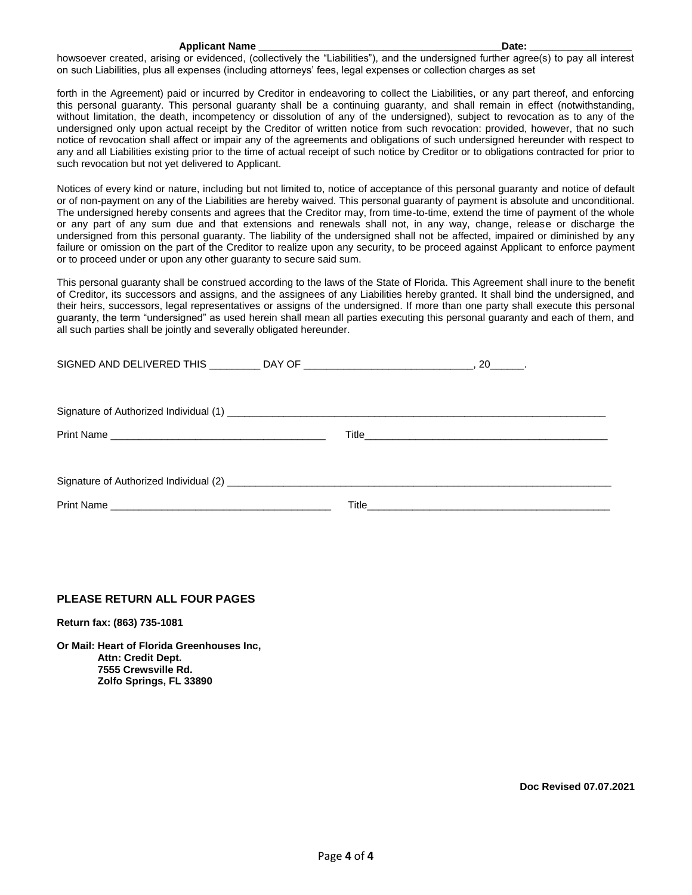**Applicant Name \_\_\_\_\_\_\_\_\_\_\_\_\_\_\_\_\_\_\_\_\_\_\_\_\_\_\_\_\_\_\_\_\_\_\_\_\_\_\_\_\_\_\_\_Date: \_\_\_\_\_\_\_\_\_\_\_\_\_\_\_\_\_\_**

howsoever created, arising or evidenced, (collectively the "Liabilities"), and the undersigned further agree(s) to pay all interest on such Liabilities, plus all expenses (including attorneys' fees, legal expenses or collection charges as set

forth in the Agreement) paid or incurred by Creditor in endeavoring to collect the Liabilities, or any part thereof, and enforcing this personal guaranty. This personal guaranty shall be a continuing guaranty, and shall remain in effect (notwithstanding, without limitation, the death, incompetency or dissolution of any of the undersigned), subject to revocation as to any of the undersigned only upon actual receipt by the Creditor of written notice from such revocation: provided, however, that no such notice of revocation shall affect or impair any of the agreements and obligations of such undersigned hereunder with respect to any and all Liabilities existing prior to the time of actual receipt of such notice by Creditor or to obligations contracted for prior to such revocation but not yet delivered to Applicant.

Notices of every kind or nature, including but not limited to, notice of acceptance of this personal guaranty and notice of default or of non-payment on any of the Liabilities are hereby waived. This personal guaranty of payment is absolute and unconditional. The undersigned hereby consents and agrees that the Creditor may, from time-to-time, extend the time of payment of the whole or any part of any sum due and that extensions and renewals shall not, in any way, change, release or discharge the undersigned from this personal guaranty. The liability of the undersigned shall not be affected, impaired or diminished by any failure or omission on the part of the Creditor to realize upon any security, to be proceed against Applicant to enforce payment or to proceed under or upon any other guaranty to secure said sum.

This personal guaranty shall be construed according to the laws of the State of Florida. This Agreement shall inure to the benefit of Creditor, its successors and assigns, and the assignees of any Liabilities hereby granted. It shall bind the undersigned, and their heirs, successors, legal representatives or assigns of the undersigned. If more than one party shall execute this personal guaranty, the term "undersigned" as used herein shall mean all parties executing this personal guaranty and each of them, and all such parties shall be jointly and severally obligated hereunder.

SIGNED AND DELIVERED THIS \_\_\_\_\_\_\_\_\_ DAY OF \_\_\_\_\_\_\_\_\_\_\_\_\_\_\_\_\_\_\_\_\_\_\_\_\_\_\_\_\_\_, 20\_\_\_\_\_\_.

Signature of Authorized Individual (1) \_\_\_\_\_\_\_\_\_\_\_\_\_\_\_\_\_\_\_\_\_\_\_\_\_\_\_\_\_\_\_\_\_\_\_\_\_\_\_\_\_\_\_\_\_\_\_\_\_\_\_\_\_\_\_\_\_\_\_\_\_\_\_\_\_\_\_

Print Name \_\_\_\_\_\_\_\_\_\_\_\_\_\_\_\_\_\_\_\_\_\_\_\_\_\_\_\_\_\_\_\_\_\_\_\_\_\_ Title\_\_\_\_\_\_\_\_\_\_\_\_\_\_\_\_\_\_\_\_\_\_\_\_\_\_\_\_\_\_\_\_\_\_\_\_\_\_\_\_\_\_\_

Signature of Authorized Individual (2) \_\_\_\_\_\_\_\_\_\_\_\_\_\_\_\_\_\_\_\_\_\_\_\_\_\_\_\_\_\_\_\_\_\_\_\_\_\_\_\_\_\_\_\_\_\_\_\_\_\_\_\_\_\_\_\_\_\_\_\_\_\_\_\_\_\_\_\_\_\_

Print Name \_\_\_\_\_\_\_\_\_\_\_\_\_\_\_\_\_\_\_\_\_\_\_\_\_\_\_\_\_\_\_\_\_\_\_\_\_\_\_ Title\_\_\_\_\_\_\_\_\_\_\_\_\_\_\_\_\_\_\_\_\_\_\_\_\_\_\_\_\_\_\_\_\_\_\_\_\_\_\_\_\_\_\_

## PLEASE RETURN ALL FOUR PAGES

**Return fax: (863) 735-1081**

**Or Mail: Heart of Florida Greenhouses Inc,**
**Attn: Credit Dept.**
**7555 Crewsville Rd.**
**Zolfo Springs, FL 33890**

**Doc Revised 07.07.2021**